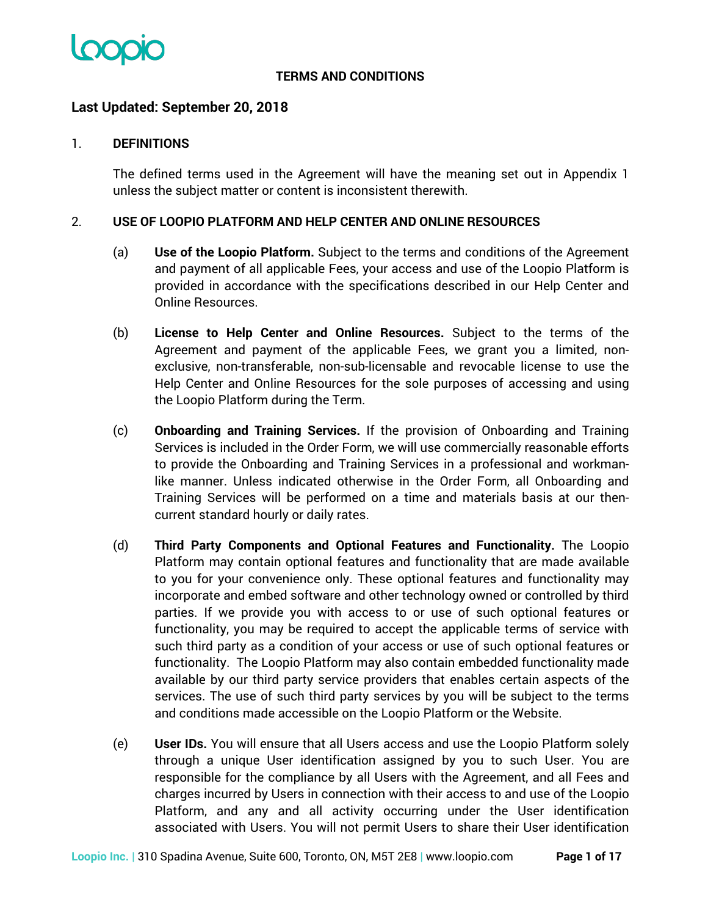# TERMS AND CONDITIONS

## Last Updated: September 20, 2018

### 1. DEFINITIONS

The defined terms used in the Agreement will have the meaning set out in Appendix 1 unless the subject matter or content is inconsistent therewith.

### 2. USE OF LOOPIO PLATFORM AND HELP CENTER AND ONLINE RESOURCES

(a) **Use of the Loopio Platform.** Subject to the terms and conditions of the Agreement and payment of all applicable Fees, your access and use of the Loopio Platform is provided in accordance with the specifications described in our Help Center and Online Resources.

(b) **License to Help Center and Online Resources.** Subject to the terms of the Agreement and payment of the applicable Fees, we grant you a limited, non-exclusive, non-transferable, non-sub-licensable and revocable license to use the Help Center and Online Resources for the sole purposes of accessing and using the Loopio Platform during the Term.

(c) **Onboarding and Training Services.** If the provision of Onboarding and Training Services is included in the Order Form, we will use commercially reasonable efforts to provide the Onboarding and Training Services in a professional and workman-like manner. Unless indicated otherwise in the Order Form, all Onboarding and Training Services will be performed on a time and materials basis at our then-current standard hourly or daily rates.

(d) **Third Party Components and Optional Features and Functionality.** The Loopio Platform may contain optional features and functionality that are made available to you for your convenience only. These optional features and functionality may incorporate and embed software and other technology owned or controlled by third parties. If we provide you with access to or use of such optional features or functionality, you may be required to accept the applicable terms of service with such third party as a condition of your access or use of such optional features or functionality. The Loopio Platform may also contain embedded functionality made available by our third party service providers that enables certain aspects of the services. The use of such third party services by you will be subject to the terms and conditions made accessible on the Loopio Platform or the Website.

(e) **User IDs.** You will ensure that all Users access and use the Loopio Platform solely through a unique User identification assigned by you to such User. You are responsible for the compliance by all Users with the Agreement, and all Fees and charges incurred by Users in connection with their access to and use of the Loopio Platform, and any and all activity occurring under the User identification associated with Users. You will not permit Users to share their User identification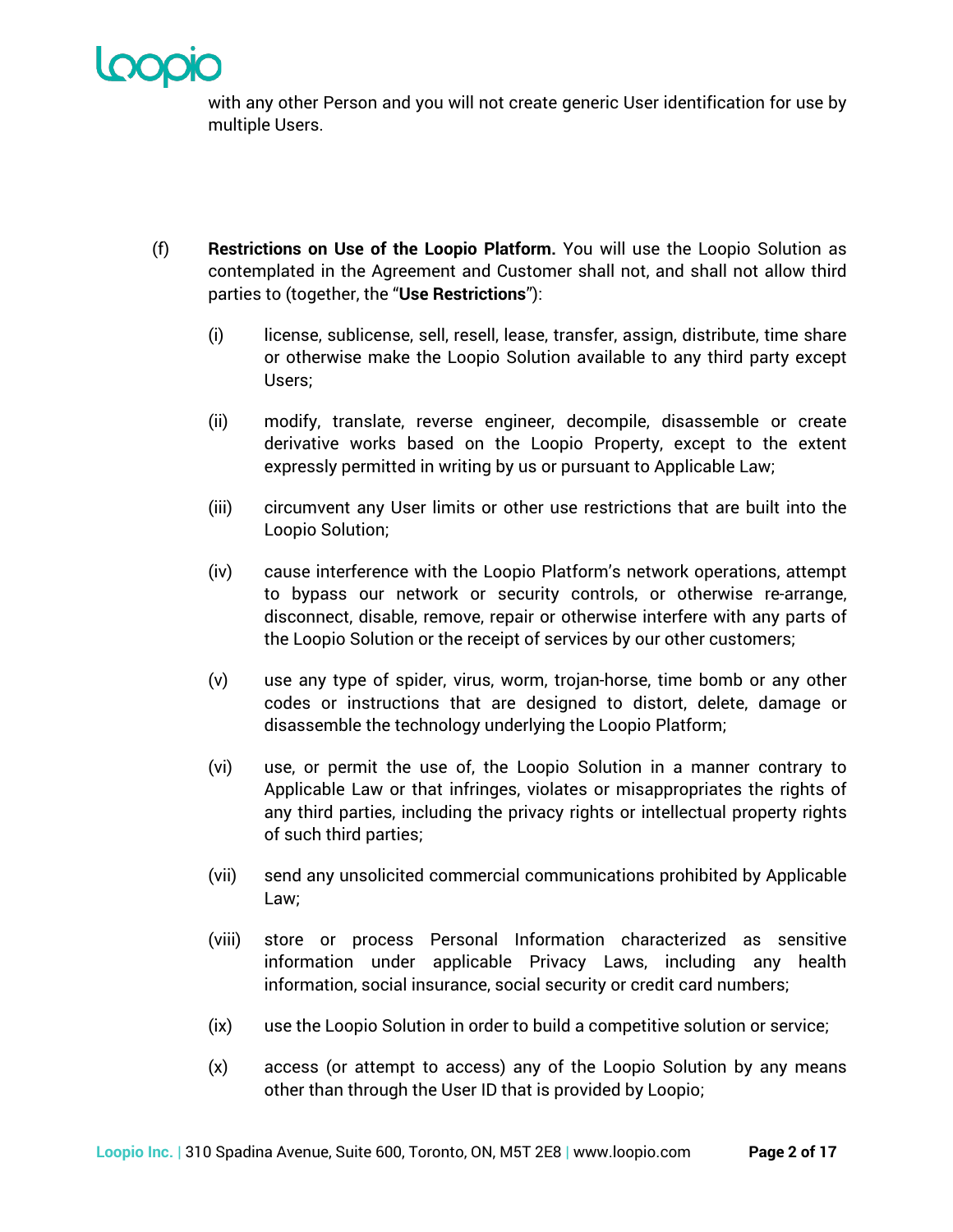with any other Person and you will not create generic User identification for use by multiple Users.

(f) **Restrictions on Use of the Loopio Platform.** You will use the Loopio Solution as contemplated in the Agreement and Customer shall not, and shall not allow third parties to (together, the "**Use Restrictions**"):

(i) license, sublicense, sell, resell, lease, transfer, assign, distribute, time share or otherwise make the Loopio Solution available to any third party except Users;

(ii) modify, translate, reverse engineer, decompile, disassemble or create derivative works based on the Loopio Property, except to the extent expressly permitted in writing by us or pursuant to Applicable Law;

(iii) circumvent any User limits or other use restrictions that are built into the Loopio Solution;

(iv) cause interference with the Loopio Platform's network operations, attempt to bypass our network or security controls, or otherwise re-arrange, disconnect, disable, remove, repair or otherwise interfere with any parts of the Loopio Solution or the receipt of services by our other customers;

(v) use any type of spider, virus, worm, trojan-horse, time bomb or any other codes or instructions that are designed to distort, delete, damage or disassemble the technology underlying the Loopio Platform;

(vi) use, or permit the use of, the Loopio Solution in a manner contrary to Applicable Law or that infringes, violates or misappropriates the rights of any third parties, including the privacy rights or intellectual property rights of such third parties;

(vii) send any unsolicited commercial communications prohibited by Applicable Law;

(viii) store or process Personal Information characterized as sensitive information under applicable Privacy Laws, including any health information, social insurance, social security or credit card numbers;

(ix) use the Loopio Solution in order to build a competitive solution or service;

(x) access (or attempt to access) any of the Loopio Solution by any means other than through the User ID that is provided by Loopio;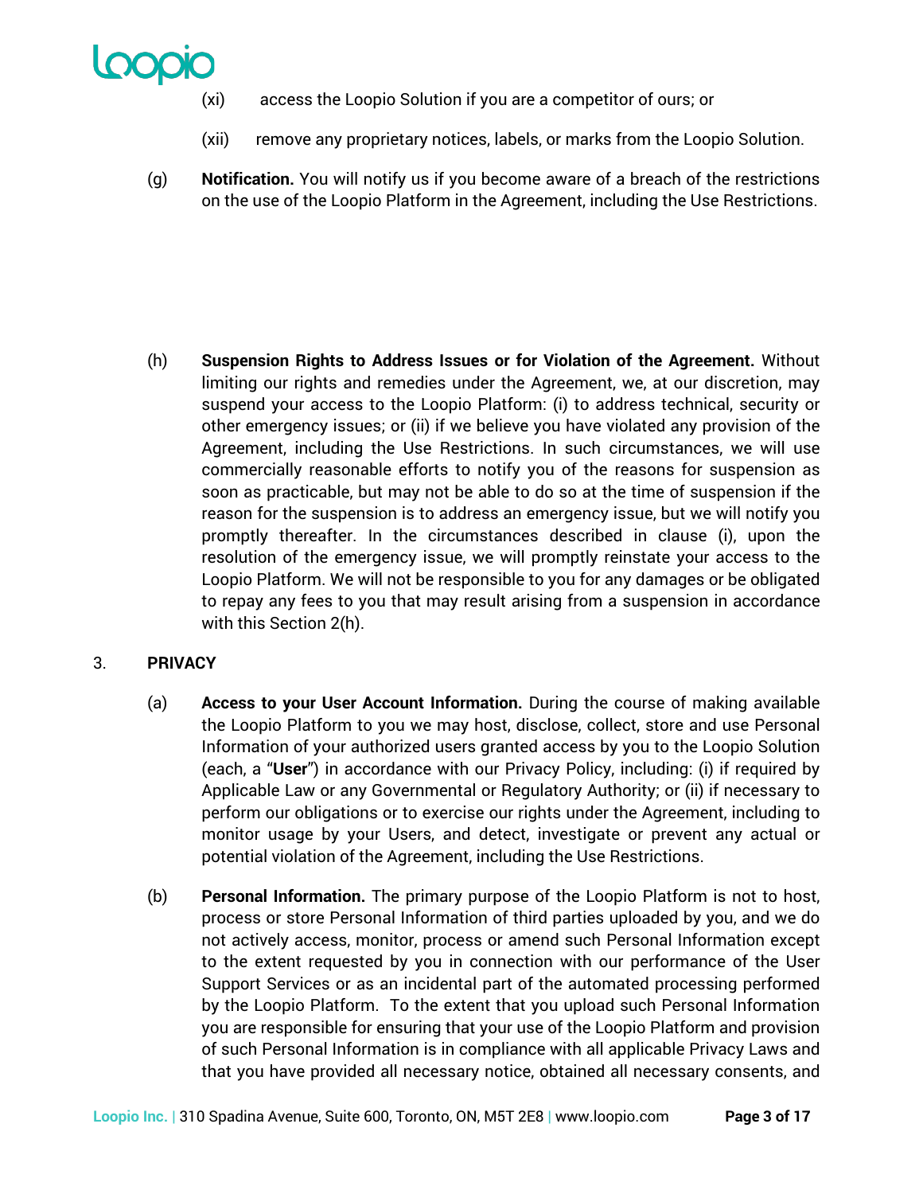(xi) access the Loopio Solution if you are a competitor of ours; or

(xii) remove any proprietary notices, labels, or marks from the Loopio Solution.

(g) **Notification.** You will notify us if you become aware of a breach of the restrictions on the use of the Loopio Platform in the Agreement, including the Use Restrictions.

(h) **Suspension Rights to Address Issues or for Violation of the Agreement.** Without limiting our rights and remedies under the Agreement, we, at our discretion, may suspend your access to the Loopio Platform: (i) to address technical, security or other emergency issues; or (ii) if we believe you have violated any provision of the Agreement, including the Use Restrictions. In such circumstances, we will use commercially reasonable efforts to notify you of the reasons for suspension as soon as practicable, but may not be able to do so at the time of suspension if the reason for the suspension is to address an emergency issue, but we will notify you promptly thereafter. In the circumstances described in clause (i), upon the resolution of the emergency issue, we will promptly reinstate your access to the Loopio Platform. We will not be responsible to you for any damages or be obligated to repay any fees to you that may result arising from a suspension in accordance with this Section 2(h).

## 3. PRIVACY

(a) **Access to your User Account Information.** During the course of making available the Loopio Platform to you we may host, disclose, collect, store and use Personal Information of your authorized users granted access by you to the Loopio Solution (each, a "**User**") in accordance with our Privacy Policy, including: (i) if required by Applicable Law or any Governmental or Regulatory Authority; or (ii) if necessary to perform our obligations or to exercise our rights under the Agreement, including to monitor usage by your Users, and detect, investigate or prevent any actual or potential violation of the Agreement, including the Use Restrictions.

(b) **Personal Information.** The primary purpose of the Loopio Platform is not to host, process or store Personal Information of third parties uploaded by you, and we do not actively access, monitor, process or amend such Personal Information except to the extent requested by you in connection with our performance of the User Support Services or as an incidental part of the automated processing performed by the Loopio Platform. To the extent that you upload such Personal Information you are responsible for ensuring that your use of the Loopio Platform and provision of such Personal Information is in compliance with all applicable Privacy Laws and that you have provided all necessary notice, obtained all necessary consents, and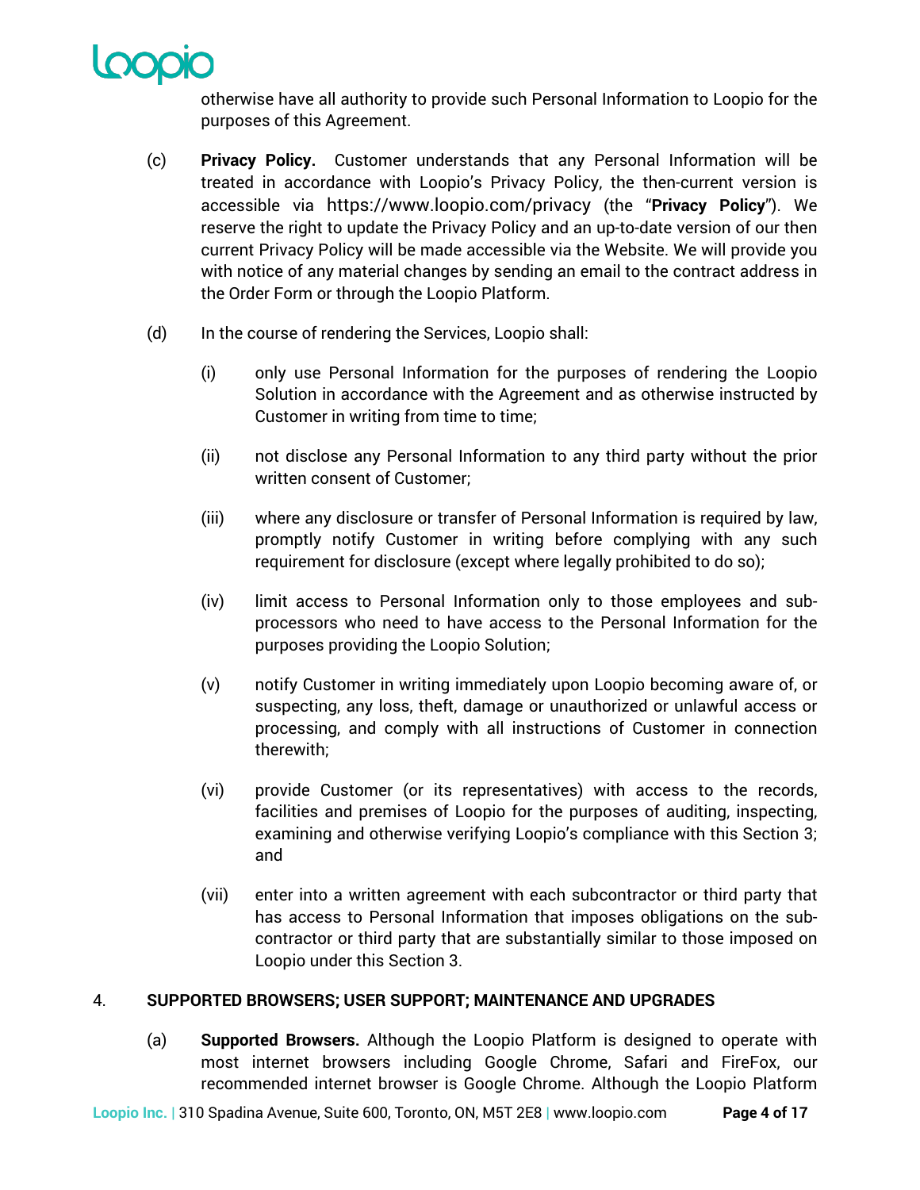otherwise have all authority to provide such Personal Information to Loopio for the purposes of this Agreement.

(c) **Privacy Policy.** Customer understands that any Personal Information will be treated in accordance with Loopio's Privacy Policy, the then-current version is accessible via https://www.loopio.com/privacy (the "**Privacy Policy**"). We reserve the right to update the Privacy Policy and an up-to-date version of our then current Privacy Policy will be made accessible via the Website. We will provide you with notice of any material changes by sending an email to the contract address in the Order Form or through the Loopio Platform.

(d) In the course of rendering the Services, Loopio shall:

(i) only use Personal Information for the purposes of rendering the Loopio Solution in accordance with the Agreement and as otherwise instructed by Customer in writing from time to time;

(ii) not disclose any Personal Information to any third party without the prior written consent of Customer;

(iii) where any disclosure or transfer of Personal Information is required by law, promptly notify Customer in writing before complying with any such requirement for disclosure (except where legally prohibited to do so);

(iv) limit access to Personal Information only to those employees and sub-processors who need to have access to the Personal Information for the purposes providing the Loopio Solution;

(v) notify Customer in writing immediately upon Loopio becoming aware of, or suspecting, any loss, theft, damage or unauthorized or unlawful access or processing, and comply with all instructions of Customer in connection therewith;

(vi) provide Customer (or its representatives) with access to the records, facilities and premises of Loopio for the purposes of auditing, inspecting, examining and otherwise verifying Loopio's compliance with this Section 3; and

(vii) enter into a written agreement with each subcontractor or third party that has access to Personal Information that imposes obligations on the sub-contractor or third party that are substantially similar to those imposed on Loopio under this Section 3.

## 4. SUPPORTED BROWSERS; USER SUPPORT; MAINTENANCE AND UPGRADES

(a) **Supported Browsers.** Although the Loopio Platform is designed to operate with most internet browsers including Google Chrome, Safari and FireFox, our recommended internet browser is Google Chrome. Although the Loopio Platform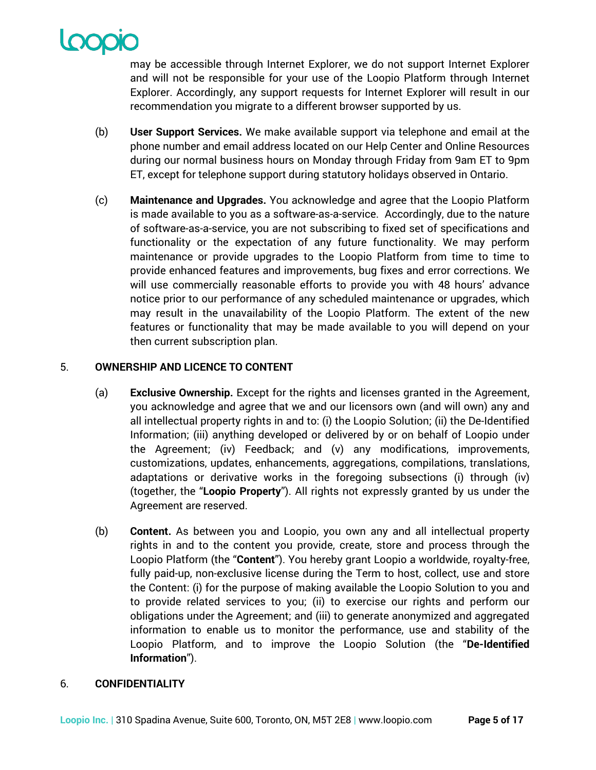may be accessible through Internet Explorer, we do not support Internet Explorer and will not be responsible for your use of the Loopio Platform through Internet Explorer. Accordingly, any support requests for Internet Explorer will result in our recommendation you migrate to a different browser supported by us.

(b) **User Support Services.** We make available support via telephone and email at the phone number and email address located on our Help Center and Online Resources during our normal business hours on Monday through Friday from 9am ET to 9pm ET, except for telephone support during statutory holidays observed in Ontario.

(c) **Maintenance and Upgrades.** You acknowledge and agree that the Loopio Platform is made available to you as a software-as-a-service. Accordingly, due to the nature of software-as-a-service, you are not subscribing to fixed set of specifications and functionality or the expectation of any future functionality. We may perform maintenance or provide upgrades to the Loopio Platform from time to time to provide enhanced features and improvements, bug fixes and error corrections. We will use commercially reasonable efforts to provide you with 48 hours' advance notice prior to our performance of any scheduled maintenance or upgrades, which may result in the unavailability of the Loopio Platform. The extent of the new features or functionality that may be made available to you will depend on your then current subscription plan.

## 5. OWNERSHIP AND LICENCE TO CONTENT

(a) **Exclusive Ownership.** Except for the rights and licenses granted in the Agreement, you acknowledge and agree that we and our licensors own (and will own) any and all intellectual property rights in and to: (i) the Loopio Solution; (ii) the De-Identified Information; (iii) anything developed or delivered by or on behalf of Loopio under the Agreement; (iv) Feedback; and (v) any modifications, improvements, customizations, updates, enhancements, aggregations, compilations, translations, adaptations or derivative works in the foregoing subsections (i) through (iv) (together, the "**Loopio Property**"). All rights not expressly granted by us under the Agreement are reserved.

(b) **Content.** As between you and Loopio, you own any and all intellectual property rights in and to the content you provide, create, store and process through the Loopio Platform (the "**Content**"). You hereby grant Loopio a worldwide, royalty-free, fully paid-up, non-exclusive license during the Term to host, collect, use and store the Content: (i) for the purpose of making available the Loopio Solution to you and to provide related services to you; (ii) to exercise our rights and perform our obligations under the Agreement; and (iii) to generate anonymized and aggregated information to enable us to monitor the performance, use and stability of the Loopio Platform, and to improve the Loopio Solution (the "**De-Identified Information**").

## 6. CONFIDENTIALITY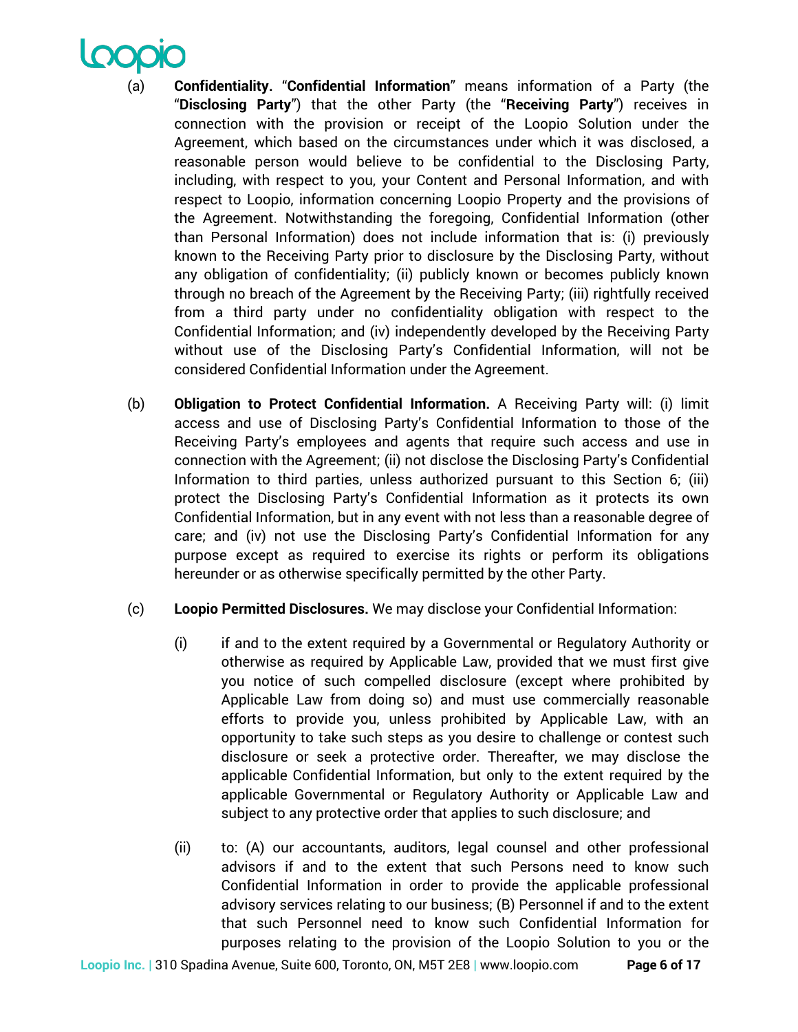(a) **Confidentiality.** "**Confidential Information**" means information of a Party (the "**Disclosing Party**") that the other Party (the "**Receiving Party**") receives in connection with the provision or receipt of the Loopio Solution under the Agreement, which based on the circumstances under which it was disclosed, a reasonable person would believe to be confidential to the Disclosing Party, including, with respect to you, your Content and Personal Information, and with respect to Loopio, information concerning Loopio Property and the provisions of the Agreement. Notwithstanding the foregoing, Confidential Information (other than Personal Information) does not include information that is: (i) previously known to the Receiving Party prior to disclosure by the Disclosing Party, without any obligation of confidentiality; (ii) publicly known or becomes publicly known through no breach of the Agreement by the Receiving Party; (iii) rightfully received from a third party under no confidentiality obligation with respect to the Confidential Information; and (iv) independently developed by the Receiving Party without use of the Disclosing Party's Confidential Information, will not be considered Confidential Information under the Agreement.

(b) **Obligation to Protect Confidential Information.** A Receiving Party will: (i) limit access and use of Disclosing Party's Confidential Information to those of the Receiving Party's employees and agents that require such access and use in connection with the Agreement; (ii) not disclose the Disclosing Party's Confidential Information to third parties, unless authorized pursuant to this Section 6; (iii) protect the Disclosing Party's Confidential Information as it protects its own Confidential Information, but in any event with not less than a reasonable degree of care; and (iv) not use the Disclosing Party's Confidential Information for any purpose except as required to exercise its rights or perform its obligations hereunder or as otherwise specifically permitted by the other Party.

(c) **Loopio Permitted Disclosures.** We may disclose your Confidential Information:

(i) if and to the extent required by a Governmental or Regulatory Authority or otherwise as required by Applicable Law, provided that we must first give you notice of such compelled disclosure (except where prohibited by Applicable Law from doing so) and must use commercially reasonable efforts to provide you, unless prohibited by Applicable Law, with an opportunity to take such steps as you desire to challenge or contest such disclosure or seek a protective order. Thereafter, we may disclose the applicable Confidential Information, but only to the extent required by the applicable Governmental or Regulatory Authority or Applicable Law and subject to any protective order that applies to such disclosure; and

(ii) to: (A) our accountants, auditors, legal counsel and other professional advisors if and to the extent that such Persons need to know such Confidential Information in order to provide the applicable professional advisory services relating to our business; (B) Personnel if and to the extent that such Personnel need to know such Confidential Information for purposes relating to the provision of the Loopio Solution to you or the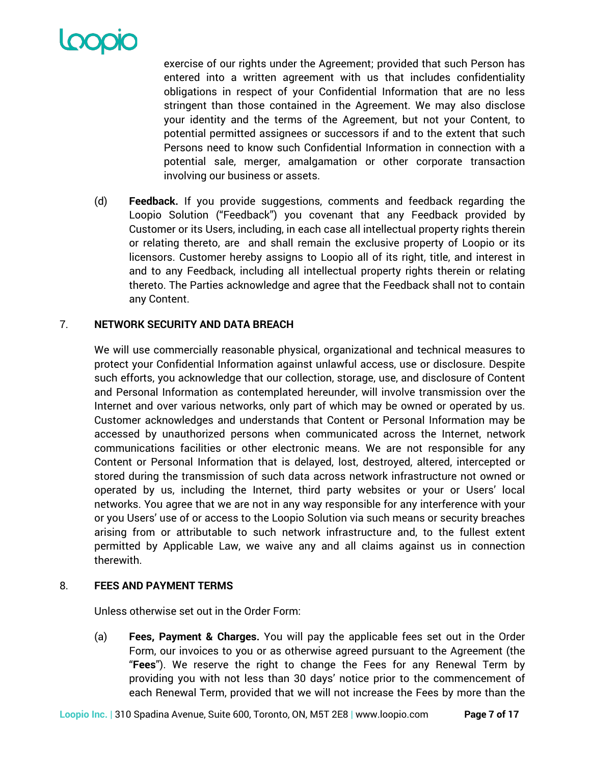exercise of our rights under the Agreement; provided that such Person has entered into a written agreement with us that includes confidentiality obligations in respect of your Confidential Information that are no less stringent than those contained in the Agreement. We may also disclose your identity and the terms of the Agreement, but not your Content, to potential permitted assignees or successors if and to the extent that such Persons need to know such Confidential Information in connection with a potential sale, merger, amalgamation or other corporate transaction involving our business or assets.

(d) **Feedback.** If you provide suggestions, comments and feedback regarding the Loopio Solution ("Feedback") you covenant that any Feedback provided by Customer or its Users, including, in each case all intellectual property rights therein or relating thereto, are and shall remain the exclusive property of Loopio or its licensors. Customer hereby assigns to Loopio all of its right, title, and interest in and to any Feedback, including all intellectual property rights therein or relating thereto. The Parties acknowledge and agree that the Feedback shall not to contain any Content.

## 7. NETWORK SECURITY AND DATA BREACH

We will use commercially reasonable physical, organizational and technical measures to protect your Confidential Information against unlawful access, use or disclosure. Despite such efforts, you acknowledge that our collection, storage, use, and disclosure of Content and Personal Information as contemplated hereunder, will involve transmission over the Internet and over various networks, only part of which may be owned or operated by us. Customer acknowledges and understands that Content or Personal Information may be accessed by unauthorized persons when communicated across the Internet, network communications facilities or other electronic means. We are not responsible for any Content or Personal Information that is delayed, lost, destroyed, altered, intercepted or stored during the transmission of such data across network infrastructure not owned or operated by us, including the Internet, third party websites or your or Users' local networks. You agree that we are not in any way responsible for any interference with your or you Users' use of or access to the Loopio Solution via such means or security breaches arising from or attributable to such network infrastructure and, to the fullest extent permitted by Applicable Law, we waive any and all claims against us in connection therewith.

## 8. FEES AND PAYMENT TERMS

Unless otherwise set out in the Order Form:

(a) **Fees, Payment & Charges.** You will pay the applicable fees set out in the Order Form, our invoices to you or as otherwise agreed pursuant to the Agreement (the "**Fees**"). We reserve the right to change the Fees for any Renewal Term by providing you with not less than 30 days' notice prior to the commencement of each Renewal Term, provided that we will not increase the Fees by more than the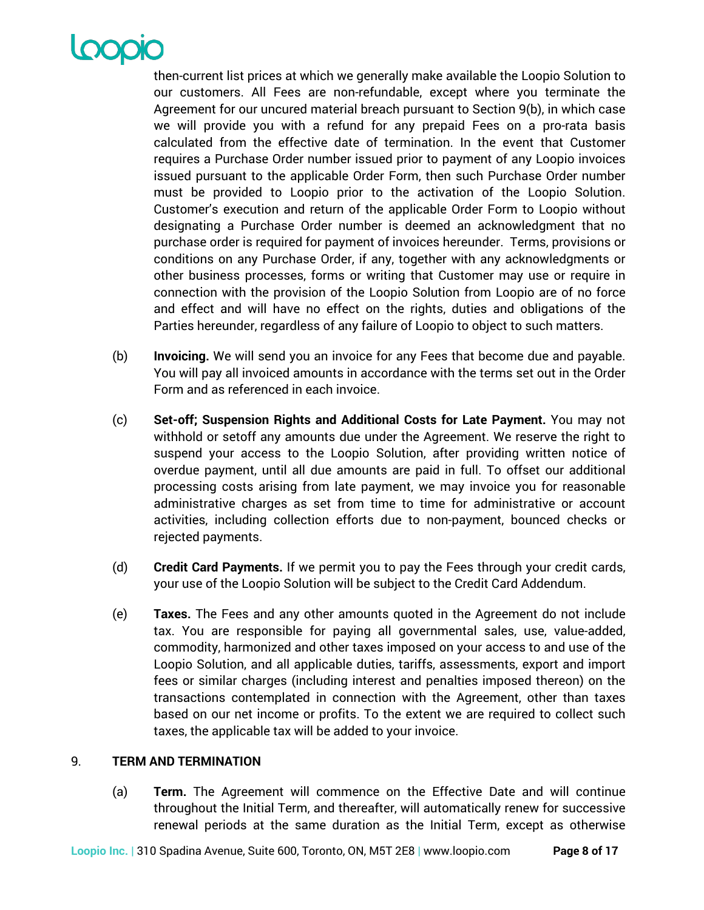then-current list prices at which we generally make available the Loopio Solution to our customers. All Fees are non-refundable, except where you terminate the Agreement for our uncured material breach pursuant to Section 9(b), in which case we will provide you with a refund for any prepaid Fees on a pro-rata basis calculated from the effective date of termination. In the event that Customer requires a Purchase Order number issued prior to payment of any Loopio invoices issued pursuant to the applicable Order Form, then such Purchase Order number must be provided to Loopio prior to the activation of the Loopio Solution. Customer's execution and return of the applicable Order Form to Loopio without designating a Purchase Order number is deemed an acknowledgment that no purchase order is required for payment of invoices hereunder. Terms, provisions or conditions on any Purchase Order, if any, together with any acknowledgments or other business processes, forms or writing that Customer may use or require in connection with the provision of the Loopio Solution from Loopio are of no force and effect and will have no effect on the rights, duties and obligations of the Parties hereunder, regardless of any failure of Loopio to object to such matters.

(b) **Invoicing.** We will send you an invoice for any Fees that become due and payable. You will pay all invoiced amounts in accordance with the terms set out in the Order Form and as referenced in each invoice.

(c) **Set-off; Suspension Rights and Additional Costs for Late Payment.** You may not withhold or setoff any amounts due under the Agreement. We reserve the right to suspend your access to the Loopio Solution, after providing written notice of overdue payment, until all due amounts are paid in full. To offset our additional processing costs arising from late payment, we may invoice you for reasonable administrative charges as set from time to time for administrative or account activities, including collection efforts due to non-payment, bounced checks or rejected payments.

(d) **Credit Card Payments.** If we permit you to pay the Fees through your credit cards, your use of the Loopio Solution will be subject to the Credit Card Addendum.

(e) **Taxes.** The Fees and any other amounts quoted in the Agreement do not include tax. You are responsible for paying all governmental sales, use, value-added, commodity, harmonized and other taxes imposed on your access to and use of the Loopio Solution, and all applicable duties, tariffs, assessments, export and import fees or similar charges (including interest and penalties imposed thereon) on the transactions contemplated in connection with the Agreement, other than taxes based on our net income or profits. To the extent we are required to collect such taxes, the applicable tax will be added to your invoice.

## 9. TERM AND TERMINATION

(a) **Term.** The Agreement will commence on the Effective Date and will continue throughout the Initial Term, and thereafter, will automatically renew for successive renewal periods at the same duration as the Initial Term, except as otherwise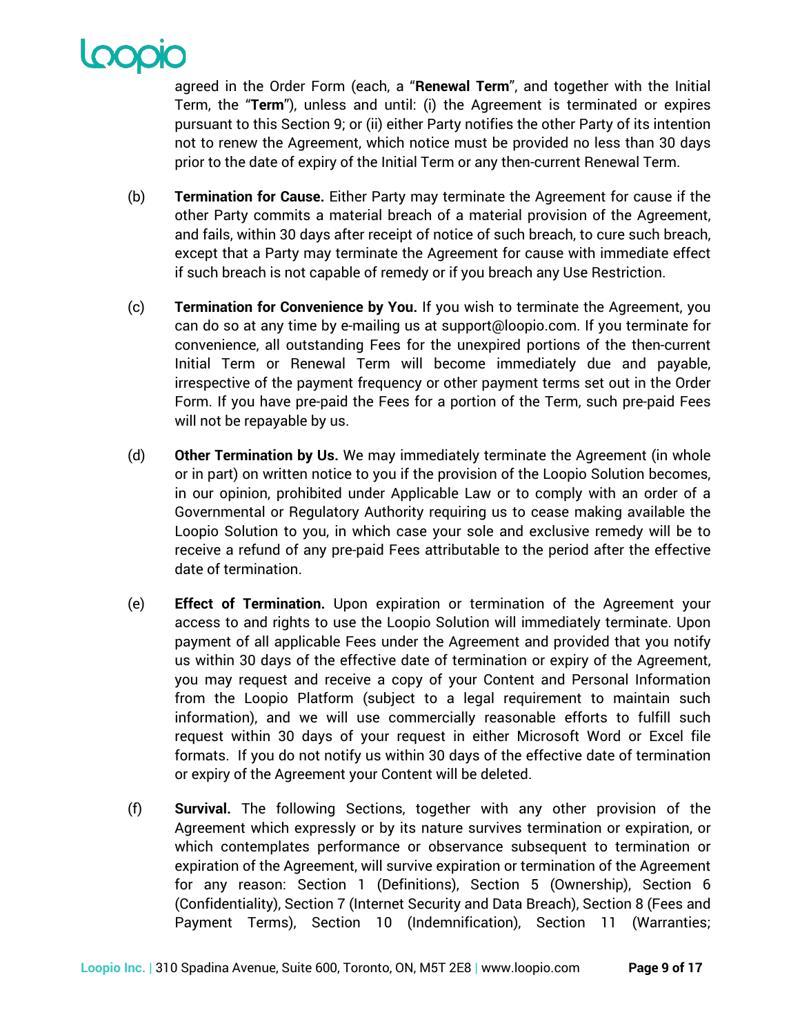agreed in the Order Form (each, a "**Renewal Term**", and together with the Initial Term, the "**Term**"), unless and until: (i) the Agreement is terminated or expires pursuant to this Section 9; or (ii) either Party notifies the other Party of its intention not to renew the Agreement, which notice must be provided no less than 30 days prior to the date of expiry of the Initial Term or any then-current Renewal Term.

(b) **Termination for Cause.** Either Party may terminate the Agreement for cause if the other Party commits a material breach of a material provision of the Agreement, and fails, within 30 days after receipt of notice of such breach, to cure such breach, except that a Party may terminate the Agreement for cause with immediate effect if such breach is not capable of remedy or if you breach any Use Restriction.

(c) **Termination for Convenience by You.** If you wish to terminate the Agreement, you can do so at any time by e-mailing us at support@loopio.com. If you terminate for convenience, all outstanding Fees for the unexpired portions of the then-current Initial Term or Renewal Term will become immediately due and payable, irrespective of the payment frequency or other payment terms set out in the Order Form. If you have pre-paid the Fees for a portion of the Term, such pre-paid Fees will not be repayable by us.

(d) **Other Termination by Us.** We may immediately terminate the Agreement (in whole or in part) on written notice to you if the provision of the Loopio Solution becomes, in our opinion, prohibited under Applicable Law or to comply with an order of a Governmental or Regulatory Authority requiring us to cease making available the Loopio Solution to you, in which case your sole and exclusive remedy will be to receive a refund of any pre-paid Fees attributable to the period after the effective date of termination.

(e) **Effect of Termination.** Upon expiration or termination of the Agreement your access to and rights to use the Loopio Solution will immediately terminate. Upon payment of all applicable Fees under the Agreement and provided that you notify us within 30 days of the effective date of termination or expiry of the Agreement, you may request and receive a copy of your Content and Personal Information from the Loopio Platform (subject to a legal requirement to maintain such information), and we will use commercially reasonable efforts to fulfill such request within 30 days of your request in either Microsoft Word or Excel file formats. If you do not notify us within 30 days of the effective date of termination or expiry of the Agreement your Content will be deleted.

(f) **Survival.** The following Sections, together with any other provision of the Agreement which expressly or by its nature survives termination or expiration, or which contemplates performance or observance subsequent to termination or expiration of the Agreement, will survive expiration or termination of the Agreement for any reason: Section 1 (Definitions), Section 5 (Ownership), Section 6 (Confidentiality), Section 7 (Internet Security and Data Breach), Section 8 (Fees and Payment Terms), Section 10 (Indemnification), Section 11 (Warranties;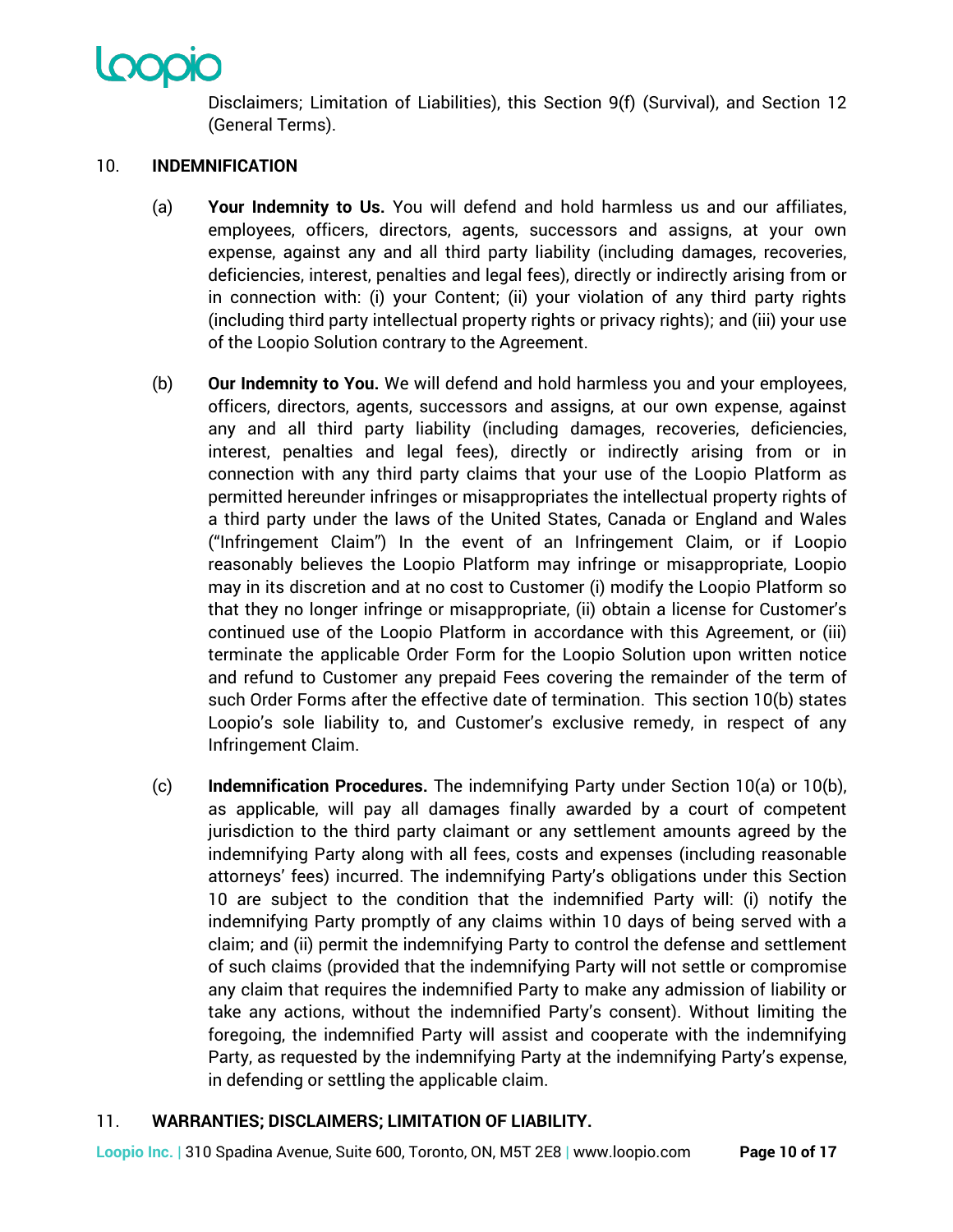Disclaimers; Limitation of Liabilities), this Section 9(f) (Survival), and Section 12 (General Terms).

## 10. INDEMNIFICATION

(a) **Your Indemnity to Us.** You will defend and hold harmless us and our affiliates, employees, officers, directors, agents, successors and assigns, at your own expense, against any and all third party liability (including damages, recoveries, deficiencies, interest, penalties and legal fees), directly or indirectly arising from or in connection with: (i) your Content; (ii) your violation of any third party rights (including third party intellectual property rights or privacy rights); and (iii) your use of the Loopio Solution contrary to the Agreement.

(b) **Our Indemnity to You.** We will defend and hold harmless you and your employees, officers, directors, agents, successors and assigns, at our own expense, against any and all third party liability (including damages, recoveries, deficiencies, interest, penalties and legal fees), directly or indirectly arising from or in connection with any third party claims that your use of the Loopio Platform as permitted hereunder infringes or misappropriates the intellectual property rights of a third party under the laws of the United States, Canada or England and Wales ("Infringement Claim") In the event of an Infringement Claim, or if Loopio reasonably believes the Loopio Platform may infringe or misappropriate, Loopio may in its discretion and at no cost to Customer (i) modify the Loopio Platform so that they no longer infringe or misappropriate, (ii) obtain a license for Customer's continued use of the Loopio Platform in accordance with this Agreement, or (iii) terminate the applicable Order Form for the Loopio Solution upon written notice and refund to Customer any prepaid Fees covering the remainder of the term of such Order Forms after the effective date of termination. This section 10(b) states Loopio's sole liability to, and Customer's exclusive remedy, in respect of any Infringement Claim.

(c) **Indemnification Procedures.** The indemnifying Party under Section 10(a) or 10(b), as applicable, will pay all damages finally awarded by a court of competent jurisdiction to the third party claimant or any settlement amounts agreed by the indemnifying Party along with all fees, costs and expenses (including reasonable attorneys' fees) incurred. The indemnifying Party's obligations under this Section 10 are subject to the condition that the indemnified Party will: (i) notify the indemnifying Party promptly of any claims within 10 days of being served with a claim; and (ii) permit the indemnifying Party to control the defense and settlement of such claims (provided that the indemnifying Party will not settle or compromise any claim that requires the indemnified Party to make any admission of liability or take any actions, without the indemnified Party's consent). Without limiting the foregoing, the indemnified Party will assist and cooperate with the indemnifying Party, as requested by the indemnifying Party at the indemnifying Party's expense, in defending or settling the applicable claim.

## 11. WARRANTIES; DISCLAIMERS; LIMITATION OF LIABILITY.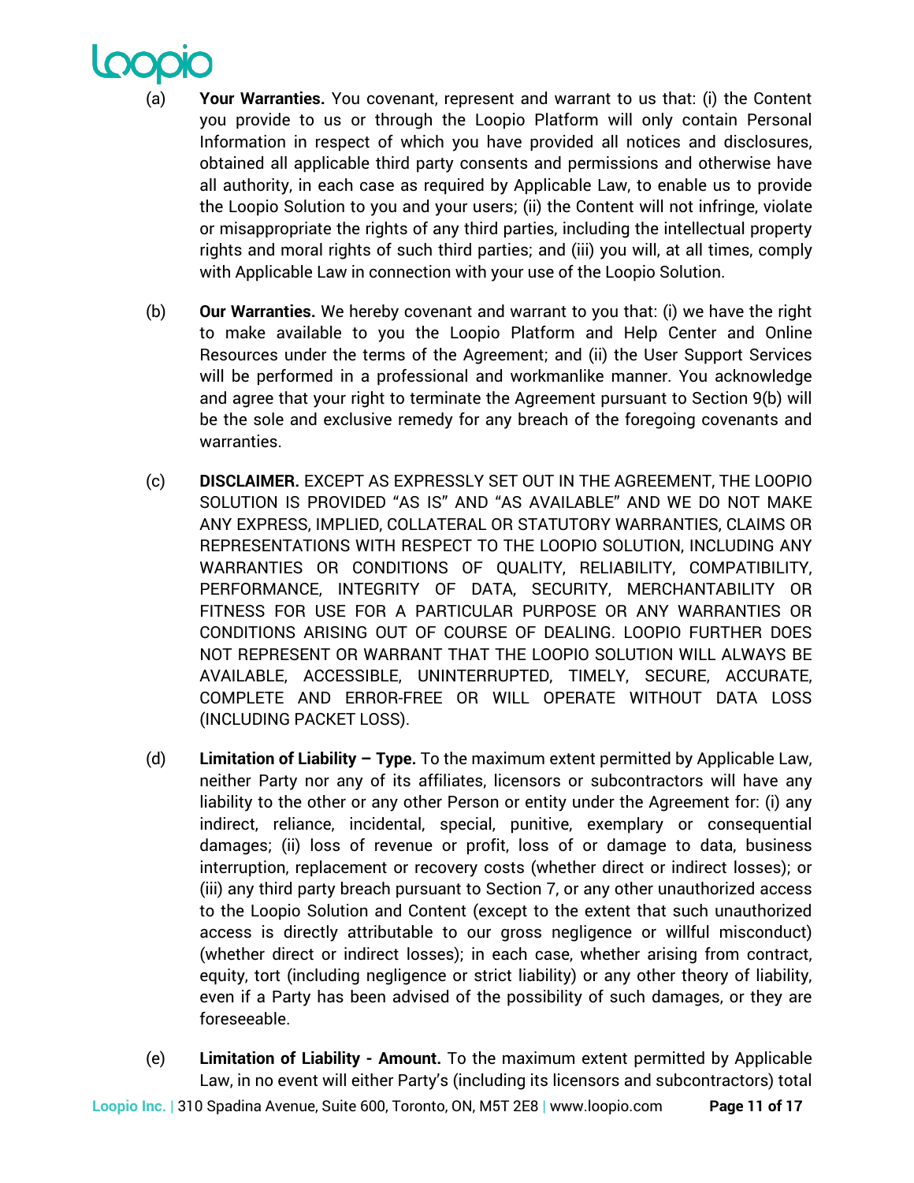(a) **Your Warranties.** You covenant, represent and warrant to us that: (i) the Content you provide to us or through the Loopio Platform will only contain Personal Information in respect of which you have provided all notices and disclosures, obtained all applicable third party consents and permissions and otherwise have all authority, in each case as required by Applicable Law, to enable us to provide the Loopio Solution to you and your users; (ii) the Content will not infringe, violate or misappropriate the rights of any third parties, including the intellectual property rights and moral rights of such third parties; and (iii) you will, at all times, comply with Applicable Law in connection with your use of the Loopio Solution.

(b) **Our Warranties.** We hereby covenant and warrant to you that: (i) we have the right to make available to you the Loopio Platform and Help Center and Online Resources under the terms of the Agreement; and (ii) the User Support Services will be performed in a professional and workmanlike manner. You acknowledge and agree that your right to terminate the Agreement pursuant to Section 9(b) will be the sole and exclusive remedy for any breach of the foregoing covenants and warranties.

(c) **DISCLAIMER.** EXCEPT AS EXPRESSLY SET OUT IN THE AGREEMENT, THE LOOPIO SOLUTION IS PROVIDED "AS IS" AND "AS AVAILABLE" AND WE DO NOT MAKE ANY EXPRESS, IMPLIED, COLLATERAL OR STATUTORY WARRANTIES, CLAIMS OR REPRESENTATIONS WITH RESPECT TO THE LOOPIO SOLUTION, INCLUDING ANY WARRANTIES OR CONDITIONS OF QUALITY, RELIABILITY, COMPATIBILITY, PERFORMANCE, INTEGRITY OF DATA, SECURITY, MERCHANTABILITY OR FITNESS FOR USE FOR A PARTICULAR PURPOSE OR ANY WARRANTIES OR CONDITIONS ARISING OUT OF COURSE OF DEALING. LOOPIO FURTHER DOES NOT REPRESENT OR WARRANT THAT THE LOOPIO SOLUTION WILL ALWAYS BE AVAILABLE, ACCESSIBLE, UNINTERRUPTED, TIMELY, SECURE, ACCURATE, COMPLETE AND ERROR-FREE OR WILL OPERATE WITHOUT DATA LOSS (INCLUDING PACKET LOSS).

(d) **Limitation of Liability – Type.** To the maximum extent permitted by Applicable Law, neither Party nor any of its affiliates, licensors or subcontractors will have any liability to the other or any other Person or entity under the Agreement for: (i) any indirect, reliance, incidental, special, punitive, exemplary or consequential damages; (ii) loss of revenue or profit, loss of or damage to data, business interruption, replacement or recovery costs (whether direct or indirect losses); or (iii) any third party breach pursuant to Section 7, or any other unauthorized access to the Loopio Solution and Content (except to the extent that such unauthorized access is directly attributable to our gross negligence or willful misconduct) (whether direct or indirect losses); in each case, whether arising from contract, equity, tort (including negligence or strict liability) or any other theory of liability, even if a Party has been advised of the possibility of such damages, or they are foreseeable.

(e) **Limitation of Liability - Amount.** To the maximum extent permitted by Applicable Law, in no event will either Party's (including its licensors and subcontractors) total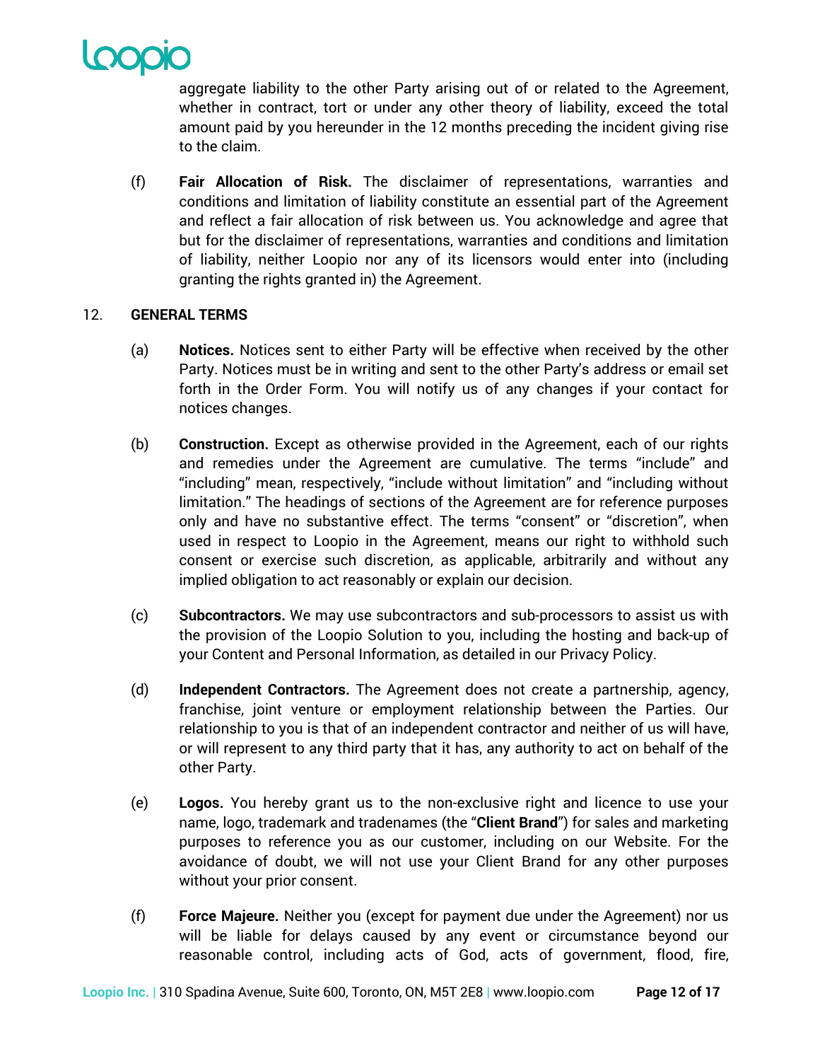aggregate liability to the other Party arising out of or related to the Agreement, whether in contract, tort or under any other theory of liability, exceed the total amount paid by you hereunder in the 12 months preceding the incident giving rise to the claim.

(f) **Fair Allocation of Risk.** The disclaimer of representations, warranties and conditions and limitation of liability constitute an essential part of the Agreement and reflect a fair allocation of risk between us. You acknowledge and agree that but for the disclaimer of representations, warranties and conditions and limitation of liability, neither Loopio nor any of its licensors would enter into (including granting the rights granted in) the Agreement.

## 12. GENERAL TERMS

(a) **Notices.** Notices sent to either Party will be effective when received by the other Party. Notices must be in writing and sent to the other Party's address or email set forth in the Order Form. You will notify us of any changes if your contact for notices changes.

(b) **Construction.** Except as otherwise provided in the Agreement, each of our rights and remedies under the Agreement are cumulative. The terms "include" and "including" mean, respectively, "include without limitation" and "including without limitation." The headings of sections of the Agreement are for reference purposes only and have no substantive effect. The terms "consent" or "discretion", when used in respect to Loopio in the Agreement, means our right to withhold such consent or exercise such discretion, as applicable, arbitrarily and without any implied obligation to act reasonably or explain our decision.

(c) **Subcontractors.** We may use subcontractors and sub-processors to assist us with the provision of the Loopio Solution to you, including the hosting and back-up of your Content and Personal Information, as detailed in our Privacy Policy.

(d) **Independent Contractors.** The Agreement does not create a partnership, agency, franchise, joint venture or employment relationship between the Parties. Our relationship to you is that of an independent contractor and neither of us will have, or will represent to any third party that it has, any authority to act on behalf of the other Party.

(e) **Logos.** You hereby grant us to the non-exclusive right and licence to use your name, logo, trademark and tradenames (the "**Client Brand**") for sales and marketing purposes to reference you as our customer, including on our Website. For the avoidance of doubt, we will not use your Client Brand for any other purposes without your prior consent.

(f) **Force Majeure.** Neither you (except for payment due under the Agreement) nor us will be liable for delays caused by any event or circumstance beyond our reasonable control, including acts of God, acts of government, flood, fire,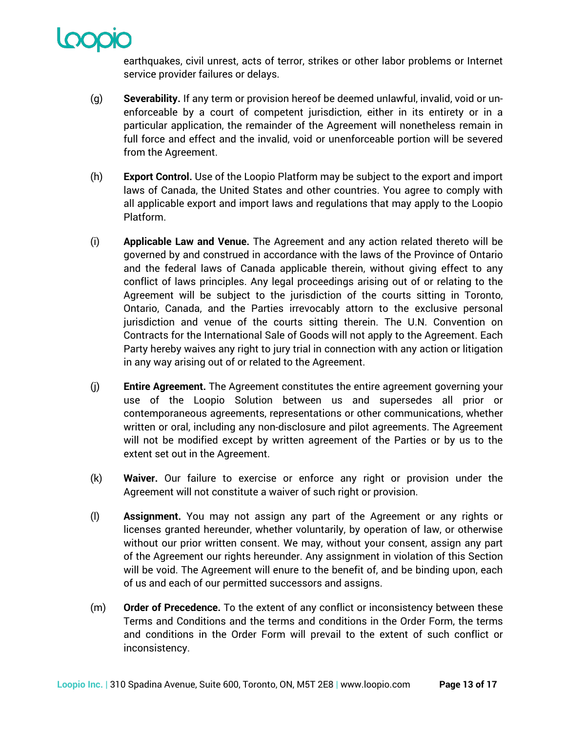earthquakes, civil unrest, acts of terror, strikes or other labor problems or Internet service provider failures or delays.

(g) **Severability.** If any term or provision hereof be deemed unlawful, invalid, void or un-enforceable by a court of competent jurisdiction, either in its entirety or in a particular application, the remainder of the Agreement will nonetheless remain in full force and effect and the invalid, void or unenforceable portion will be severed from the Agreement.

(h) **Export Control.** Use of the Loopio Platform may be subject to the export and import laws of Canada, the United States and other countries. You agree to comply with all applicable export and import laws and regulations that may apply to the Loopio Platform.

(i) **Applicable Law and Venue.** The Agreement and any action related thereto will be governed by and construed in accordance with the laws of the Province of Ontario and the federal laws of Canada applicable therein, without giving effect to any conflict of laws principles. Any legal proceedings arising out of or relating to the Agreement will be subject to the jurisdiction of the courts sitting in Toronto, Ontario, Canada, and the Parties irrevocably attorn to the exclusive personal jurisdiction and venue of the courts sitting therein. The U.N. Convention on Contracts for the International Sale of Goods will not apply to the Agreement. Each Party hereby waives any right to jury trial in connection with any action or litigation in any way arising out of or related to the Agreement.

(j) **Entire Agreement.** The Agreement constitutes the entire agreement governing your use of the Loopio Solution between us and supersedes all prior or contemporaneous agreements, representations or other communications, whether written or oral, including any non-disclosure and pilot agreements. The Agreement will not be modified except by written agreement of the Parties or by us to the extent set out in the Agreement.

(k) **Waiver.** Our failure to exercise or enforce any right or provision under the Agreement will not constitute a waiver of such right or provision.

(l) **Assignment.** You may not assign any part of the Agreement or any rights or licenses granted hereunder, whether voluntarily, by operation of law, or otherwise without our prior written consent. We may, without your consent, assign any part of the Agreement our rights hereunder. Any assignment in violation of this Section will be void. The Agreement will enure to the benefit of, and be binding upon, each of us and each of our permitted successors and assigns.

(m) **Order of Precedence.** To the extent of any conflict or inconsistency between these Terms and Conditions and the terms and conditions in the Order Form, the terms and conditions in the Order Form will prevail to the extent of such conflict or inconsistency.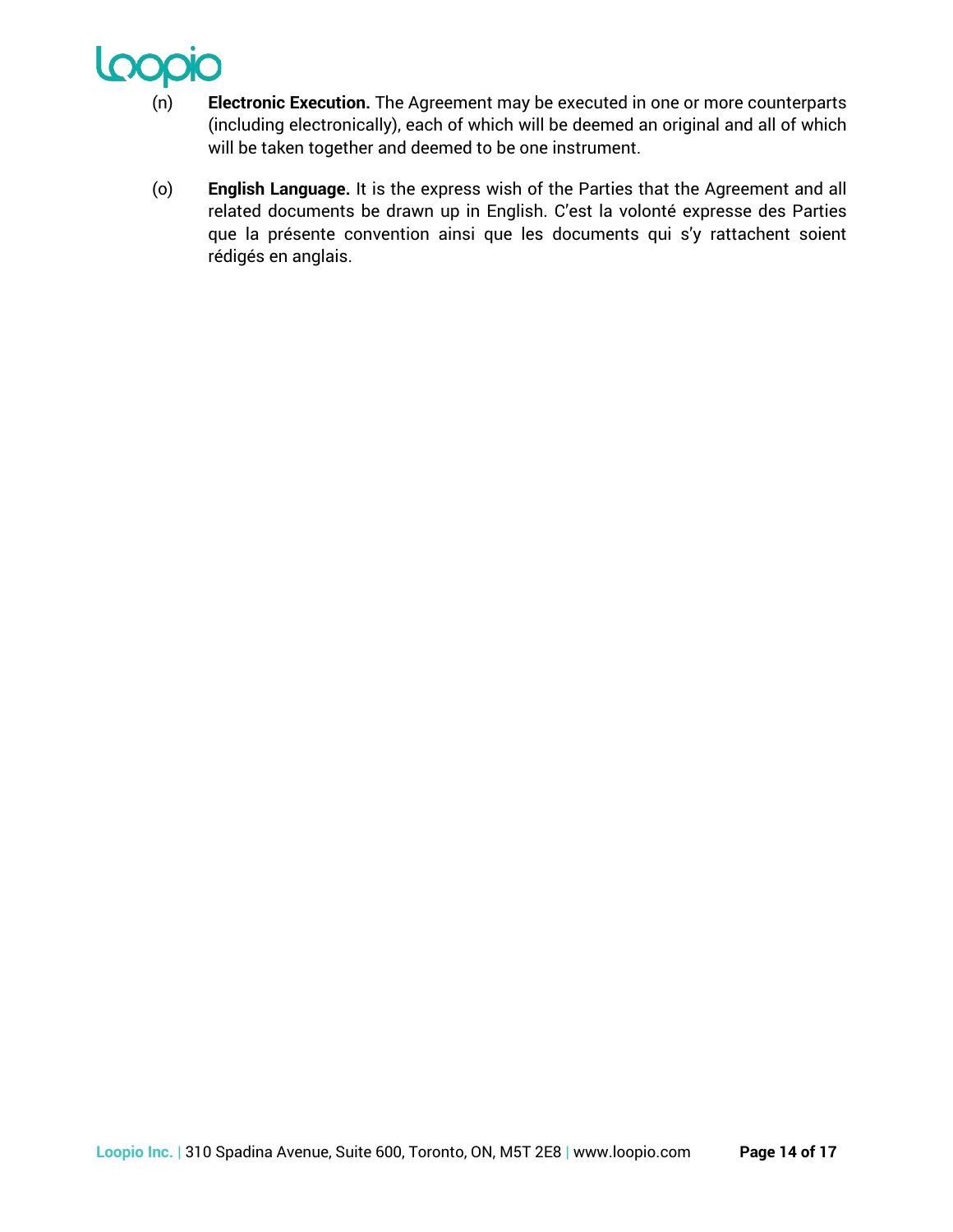(n) **Electronic Execution.** The Agreement may be executed in one or more counterparts (including electronically), each of which will be deemed an original and all of which will be taken together and deemed to be one instrument.

(o) **English Language.** It is the express wish of the Parties that the Agreement and all related documents be drawn up in English. C'est la volonté expresse des Parties que la présente convention ainsi que les documents qui s'y rattachent soient rédigés en anglais.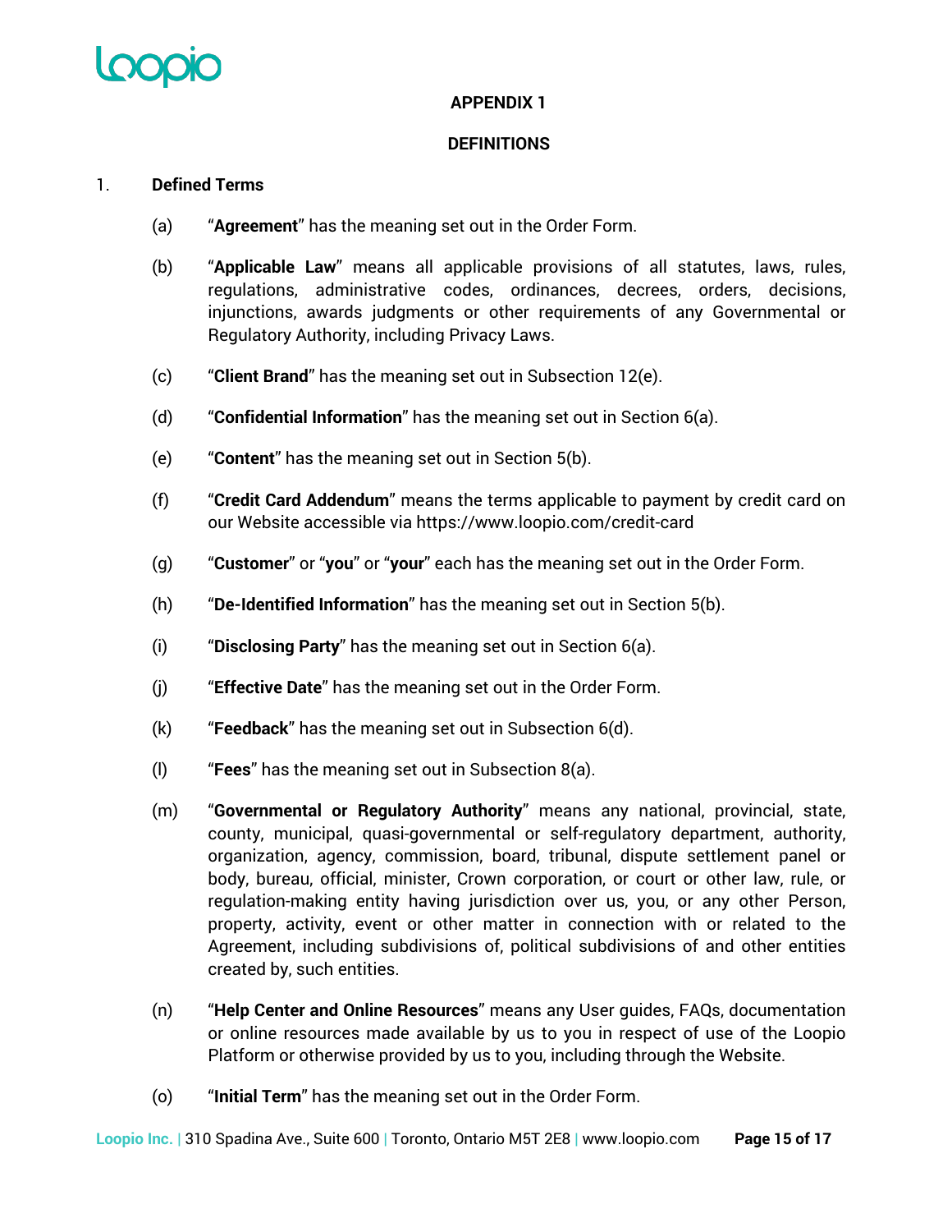**APPENDIX 1**

**DEFINITIONS**

1. **Defined Terms**

   (a) "**Agreement**" has the meaning set out in the Order Form.

   (b) "**Applicable Law**" means all applicable provisions of all statutes, laws, rules, regulations, administrative codes, ordinances, decrees, orders, decisions, injunctions, awards judgments or other requirements of any Governmental or Regulatory Authority, including Privacy Laws.

   (c) "**Client Brand**" has the meaning set out in Subsection 12(e).

   (d) "**Confidential Information**" has the meaning set out in Section 6(a).

   (e) "**Content**" has the meaning set out in Section 5(b).

   (f) "**Credit Card Addendum**" means the terms applicable to payment by credit card on our Website accessible via https://www.loopio.com/credit-card

   (g) "**Customer**" or "**you**" or "**your**" each has the meaning set out in the Order Form.

   (h) "**De-Identified Information**" has the meaning set out in Section 5(b).

   (i) "**Disclosing Party**" has the meaning set out in Section 6(a).

   (j) "**Effective Date**" has the meaning set out in the Order Form.

   (k) "**Feedback**" has the meaning set out in Subsection 6(d).

   (l) "**Fees**" has the meaning set out in Subsection 8(a).

   (m) "**Governmental or Regulatory Authority**" means any national, provincial, state, county, municipal, quasi-governmental or self-regulatory department, authority, organization, agency, commission, board, tribunal, dispute settlement panel or body, bureau, official, minister, Crown corporation, or court or other law, rule, or regulation-making entity having jurisdiction over us, you, or any other Person, property, activity, event or other matter in connection with or related to the Agreement, including subdivisions of, political subdivisions of and other entities created by, such entities.

   (n) "**Help Center and Online Resources**" means any User guides, FAQs, documentation or online resources made available by us to you in respect of use of the Loopio Platform or otherwise provided by us to you, including through the Website.

   (o) "**Initial Term**" has the meaning set out in the Order Form.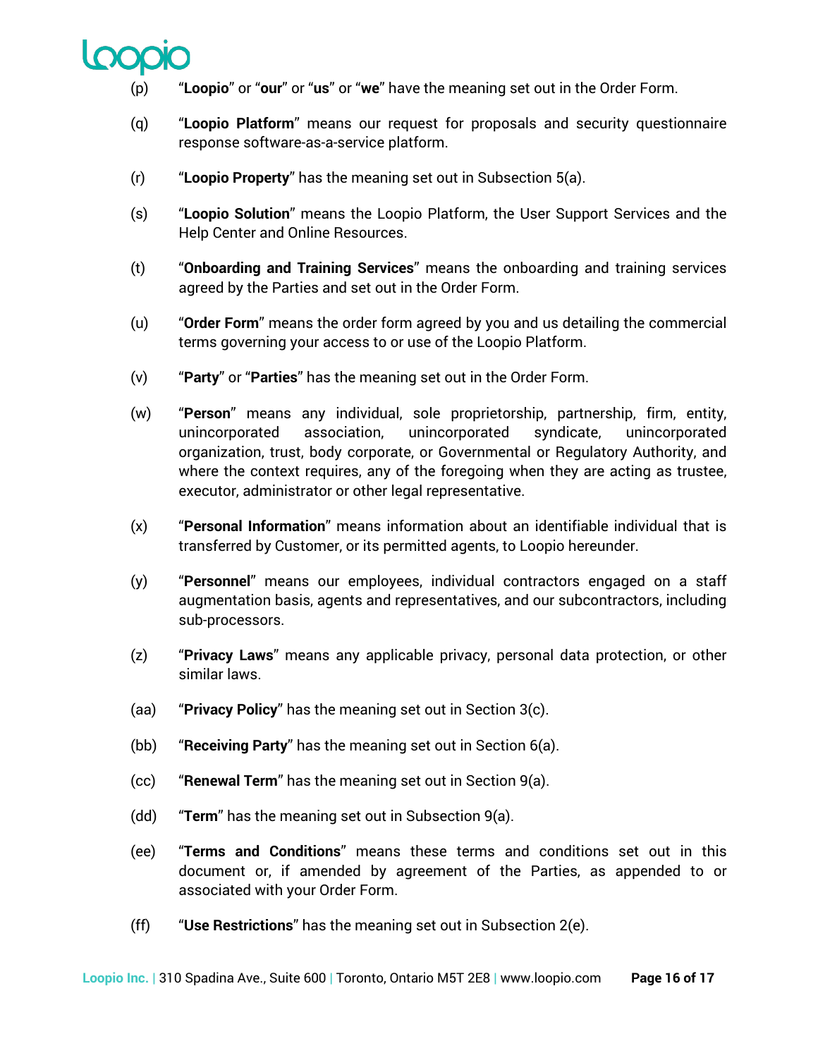(p) "**Loopio**" or "**our**" or "**us**" or "**we**" have the meaning set out in the Order Form.

(q) "**Loopio Platform**" means our request for proposals and security questionnaire response software-as-a-service platform.

(r) "**Loopio Property**" has the meaning set out in Subsection 5(a).

(s) "**Loopio Solution**" means the Loopio Platform, the User Support Services and the Help Center and Online Resources.

(t) "**Onboarding and Training Services**" means the onboarding and training services agreed by the Parties and set out in the Order Form.

(u) "**Order Form**" means the order form agreed by you and us detailing the commercial terms governing your access to or use of the Loopio Platform.

(v) "**Party**" or "**Parties**" has the meaning set out in the Order Form.

(w) "**Person**" means any individual, sole proprietorship, partnership, firm, entity, unincorporated association, unincorporated syndicate, unincorporated organization, trust, body corporate, or Governmental or Regulatory Authority, and where the context requires, any of the foregoing when they are acting as trustee, executor, administrator or other legal representative.

(x) "**Personal Information**" means information about an identifiable individual that is transferred by Customer, or its permitted agents, to Loopio hereunder.

(y) "**Personnel**" means our employees, individual contractors engaged on a staff augmentation basis, agents and representatives, and our subcontractors, including sub-processors.

(z) "**Privacy Laws**" means any applicable privacy, personal data protection, or other similar laws.

(aa) "**Privacy Policy**" has the meaning set out in Section 3(c).

(bb) "**Receiving Party**" has the meaning set out in Section 6(a).

(cc) "**Renewal Term**" has the meaning set out in Section 9(a).

(dd) "**Term**" has the meaning set out in Subsection 9(a).

(ee) "**Terms and Conditions**" means these terms and conditions set out in this document or, if amended by agreement of the Parties, as appended to or associated with your Order Form.

(ff) "**Use Restrictions**" has the meaning set out in Subsection 2(e).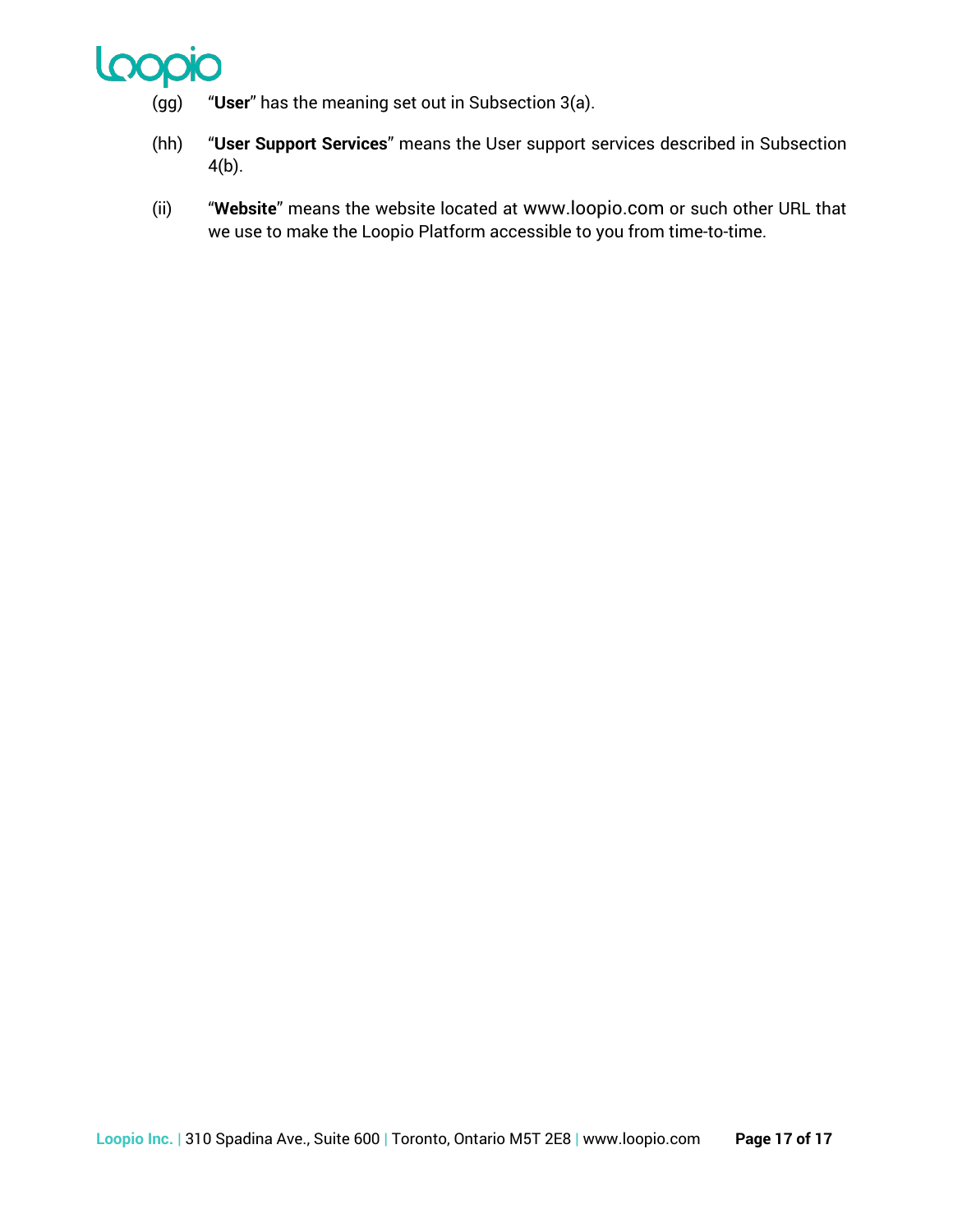(gg) "**User**" has the meaning set out in Subsection 3(a).

(hh) "**User Support Services**" means the User support services described in Subsection 4(b).

(ii) "**Website**" means the website located at www.loopio.com or such other URL that we use to make the Loopio Platform accessible to you from time-to-time.